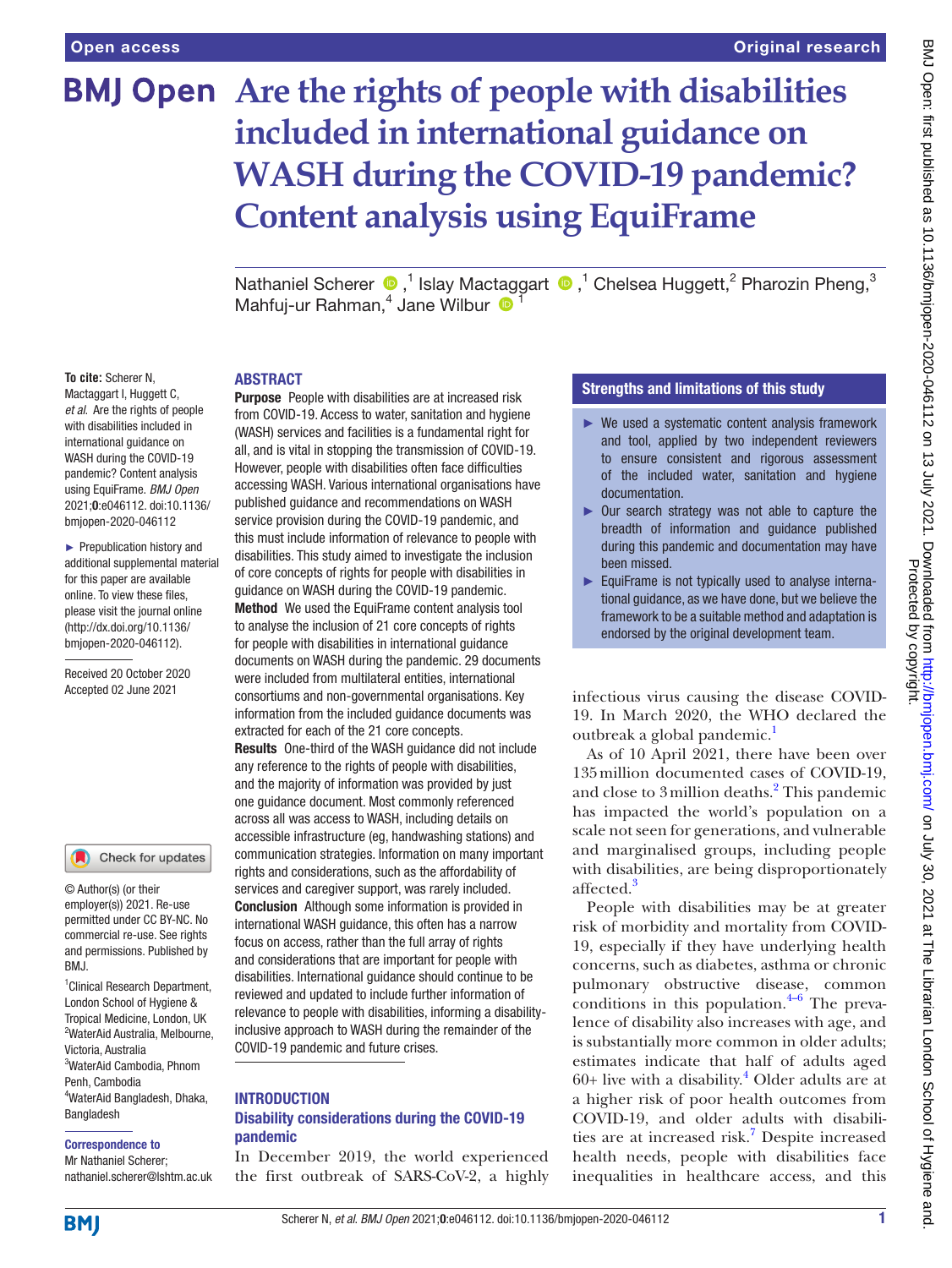# Are the rights of people with disabilities included in international guidance on WASH during the COVID-19 pandemic? Content analysis using EquiFrame

Nathaniel Scherer,[1] Islay Mactaggart,[1] Chelsea Huggett,[2] Pharozin Pheng,[3] Mahfuj-ur Rahman,[4] Jane Wilbur[1]

**To cite:** Scherer N, Mactaggart I, Huggett C, *et al*. Are the rights of people with disabilities included in international guidance on WASH during the COVID-19 pandemic? Content analysis using EquiFrame. *BMJ Open* 2021;**0**:e046112. doi:10.1136/bmjopen-2020-046112

► Prepublication history and additional supplemental material for this paper are available online. To view these files, please visit the journal online (http://dx.doi.org/10.1136/bmjopen-2020-046112).

Received 20 October 2020
Accepted 02 June 2021

© Author(s) (or their employer(s)) 2021. Re-use permitted under CC BY-NC. No commercial re-use. See rights and permissions. Published by BMJ.

[1]Clinical Research Department, London School of Hygiene & Tropical Medicine, London, UK
[2]WaterAid Australia, Melbourne, Victoria, Australia
[3]WaterAid Cambodia, Phnom Penh, Cambodia
[4]WaterAid Bangladesh, Dhaka, Bangladesh

**Correspondence to**
Mr Nathaniel Scherer;
nathaniel.scherer@lshtm.ac.uk

## ABSTRACT

**Purpose** People with disabilities are at increased risk from COVID-19. Access to water, sanitation and hygiene (WASH) services and facilities is a fundamental right for all, and is vital in stopping the transmission of COVID-19. However, people with disabilities often face difficulties accessing WASH. Various international organisations have published guidance and recommendations on WASH service provision during the COVID-19 pandemic, and this must include information of relevance to people with disabilities. This study aimed to investigate the inclusion of core concepts of rights for people with disabilities in guidance on WASH during the COVID-19 pandemic.

**Method** We used the EquiFrame content analysis tool to analyse the inclusion of 21 core concepts of rights for people with disabilities in international guidance documents on WASH during the pandemic. 29 documents were included from multilateral entities, international consortiums and non-governmental organisations. Key information from the included guidance documents was extracted for each of the 21 core concepts.

**Results** One-third of the WASH guidance did not include any reference to the rights of people with disabilities, and the majority of information was provided by just one guidance document. Most commonly referenced across all was access to WASH, including details on accessible infrastructure (eg, handwashing stations) and communication strategies. Information on many important rights and considerations, such as the affordability of services and caregiver support, was rarely included.

**Conclusion** Although some information is provided in international WASH guidance, this often has a narrow focus on access, rather than the full array of rights and considerations that are important for people with disabilities. International guidance should continue to be reviewed and updated to include further information of relevance to people with disabilities, informing a disability-inclusive approach to WASH during the remainder of the COVID-19 pandemic and future crises.

### Strengths and limitations of this study

- ► We used a systematic content analysis framework and tool, applied by two independent reviewers to ensure consistent and rigorous assessment of the included water, sanitation and hygiene documentation.
- ► Our search strategy was not able to capture the breadth of information and guidance published during this pandemic and documentation may have been missed.
- ► EquiFrame is not typically used to analyse international guidance, as we have done, but we believe the framework to be a suitable method and adaptation is endorsed by the original development team.

## INTRODUCTION

### Disability considerations during the COVID-19 pandemic

In December 2019, the world experienced the first outbreak of SARS-CoV-2, a highly infectious virus causing the disease COVID-19. In March 2020, the WHO declared the outbreak a global pandemic.[1]

As of 10 April 2021, there have been over 135 million documented cases of COVID-19, and close to 3 million deaths.[2] This pandemic has impacted the world's population on a scale not seen for generations, and vulnerable and marginalised groups, including people with disabilities, are being disproportionately affected.[3]

People with disabilities may be at greater risk of morbidity and mortality from COVID-19, especially if they have underlying health concerns, such as diabetes, asthma or chronic pulmonary obstructive disease, common conditions in this population.[4–6] The prevalence of disability also increases with age, and is substantially more common in older adults; estimates indicate that half of adults aged 60+ live with a disability.[4] Older adults are at a higher risk of poor health outcomes from COVID-19, and older adults with disabilities are at increased risk.[7] Despite increased health needs, people with disabilities face inequalities in healthcare access, and this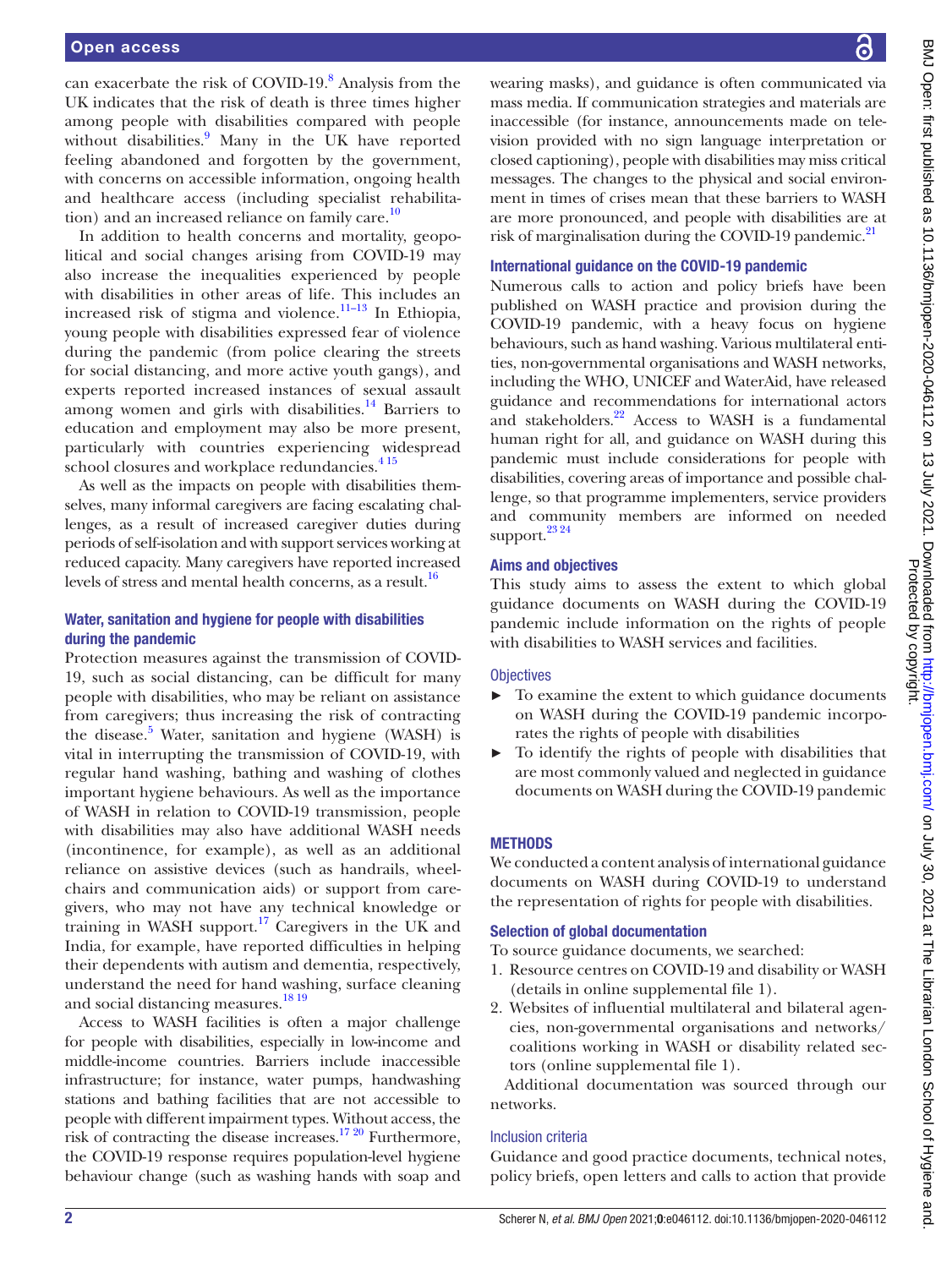can exacerbate the risk of COVID-19.[8] Analysis from the UK indicates that the risk of death is three times higher among people with disabilities compared with people without disabilities.[9] Many in the UK have reported feeling abandoned and forgotten by the government, with concerns on accessible information, ongoing health and healthcare access (including specialist rehabilitation) and an increased reliance on family care.[10]

In addition to health concerns and mortality, geopolitical and social changes arising from COVID-19 may also increase the inequalities experienced by people with disabilities in other areas of life. This includes an increased risk of stigma and violence.[11–13] In Ethiopia, young people with disabilities expressed fear of violence during the pandemic (from police clearing the streets for social distancing, and more active youth gangs), and experts reported increased instances of sexual assault among women and girls with disabilities.[14] Barriers to education and employment may also be more present, particularly with countries experiencing widespread school closures and workplace redundancies.[4,15]

As well as the impacts on people with disabilities themselves, many informal caregivers are facing escalating challenges, as a result of increased caregiver duties during periods of self-isolation and with support services working at reduced capacity. Many caregivers have reported increased levels of stress and mental health concerns, as a result.[16]

### Water, sanitation and hygiene for people with disabilities during the pandemic

Protection measures against the transmission of COVID-19, such as social distancing, can be difficult for many people with disabilities, who may be reliant on assistance from caregivers; thus increasing the risk of contracting the disease.[5] Water, sanitation and hygiene (WASH) is vital in interrupting the transmission of COVID-19, with regular hand washing, bathing and washing of clothes important hygiene behaviours. As well as the importance of WASH in relation to COVID-19 transmission, people with disabilities may also have additional WASH needs (incontinence, for example), as well as an additional reliance on assistive devices (such as handrails, wheelchairs and communication aids) or support from caregivers, who may not have any technical knowledge or training in WASH support.[17] Caregivers in the UK and India, for example, have reported difficulties in helping their dependents with autism and dementia, respectively, understand the need for hand washing, surface cleaning and social distancing measures.[18,19]

Access to WASH facilities is often a major challenge for people with disabilities, especially in low-income and middle-income countries. Barriers include inaccessible infrastructure; for instance, water pumps, handwashing stations and bathing facilities that are not accessible to people with different impairment types. Without access, the risk of contracting the disease increases.[17,20] Furthermore, the COVID-19 response requires population-level hygiene behaviour change (such as washing hands with soap and wearing masks), and guidance is often communicated via mass media. If communication strategies and materials are inaccessible (for instance, announcements made on television provided with no sign language interpretation or closed captioning), people with disabilities may miss critical messages. The changes to the physical and social environment in times of crises mean that these barriers to WASH are more pronounced, and people with disabilities are at risk of marginalisation during the COVID-19 pandemic.[21]

### International guidance on the COVID-19 pandemic

Numerous calls to action and policy briefs have been published on WASH practice and provision during the COVID-19 pandemic, with a heavy focus on hygiene behaviours, such as hand washing. Various multilateral entities, non-governmental organisations and WASH networks, including the WHO, UNICEF and WaterAid, have released guidance and recommendations for international actors and stakeholders.[22] Access to WASH is a fundamental human right for all, and guidance on WASH during this pandemic must include considerations for people with disabilities, covering areas of importance and possible challenge, so that programme implementers, service providers and community members are informed on needed support.[23,24]

### Aims and objectives

This study aims to assess the extent to which global guidance documents on WASH during the COVID-19 pandemic include information on the rights of people with disabilities to WASH services and facilities.

#### Objectives

- To examine the extent to which guidance documents on WASH during the COVID-19 pandemic incorporates the rights of people with disabilities
- To identify the rights of people with disabilities that are most commonly valued and neglected in guidance documents on WASH during the COVID-19 pandemic

## METHODS

We conducted a content analysis of international guidance documents on WASH during COVID-19 to understand the representation of rights for people with disabilities.

### Selection of global documentation

To source guidance documents, we searched:

1. Resource centres on COVID-19 and disability or WASH (details in online supplemental file 1).
2. Websites of influential multilateral and bilateral agencies, non-governmental organisations and networks/coalitions working in WASH or disability related sectors (online supplemental file 1).

Additional documentation was sourced through our networks.

#### Inclusion criteria

Guidance and good practice documents, technical notes, policy briefs, open letters and calls to action that provide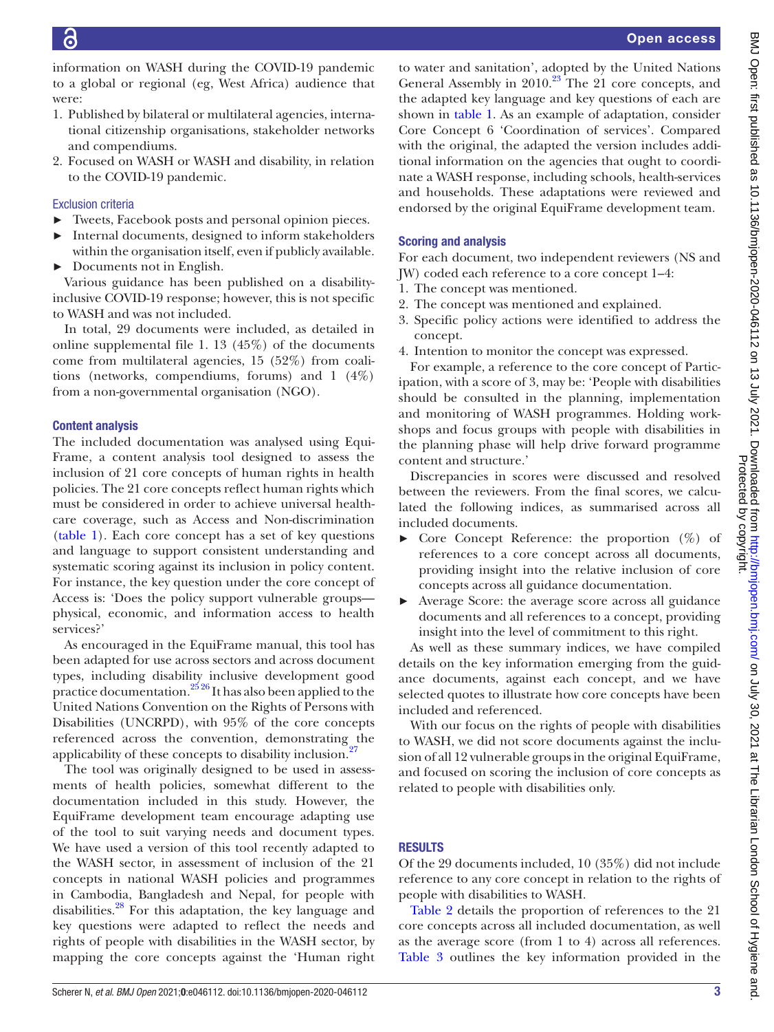information on WASH during the COVID-19 pandemic to a global or regional (eg, West Africa) audience that were:

1. Published by bilateral or multilateral agencies, international citizenship organisations, stakeholder networks and compendiums.
2. Focused on WASH or WASH and disability, in relation to the COVID-19 pandemic.

### Exclusion criteria

- Tweets, Facebook posts and personal opinion pieces.
- Internal documents, designed to inform stakeholders within the organisation itself, even if publicly available.
- Documents not in English.

Various guidance has been published on a disability-inclusive COVID-19 response; however, this is not specific to WASH and was not included.

In total, 29 documents were included, as detailed in online supplemental file 1. 13 (45%) of the documents come from multilateral agencies, 15 (52%) from coalitions (networks, compendiums, forums) and 1 (4%) from a non-governmental organisation (NGO).

### Content analysis

The included documentation was analysed using EquiFrame, a content analysis tool designed to assess the inclusion of 21 core concepts of human rights in health policies. The 21 core concepts reflect human rights which must be considered in order to achieve universal healthcare coverage, such as Access and Non-discrimination (table 1). Each core concept has a set of key questions and language to support consistent understanding and systematic scoring against its inclusion in policy content. For instance, the key question under the core concept of Access is: 'Does the policy support vulnerable groups—physical, economic, and information access to health services?'

As encouraged in the EquiFrame manual, this tool has been adapted for use across sectors and across document types, including disability inclusive development good practice documentation.[25 26] It has also been applied to the United Nations Convention on the Rights of Persons with Disabilities (UNCRPD), with 95% of the core concepts referenced across the convention, demonstrating the applicability of these concepts to disability inclusion.[27]

The tool was originally designed to be used in assessments of health policies, somewhat different to the documentation included in this study. However, the EquiFrame development team encourage adapting use of the tool to suit varying needs and document types. We have used a version of this tool recently adapted to the WASH sector, in assessment of inclusion of the 21 concepts in national WASH policies and programmes in Cambodia, Bangladesh and Nepal, for people with disabilities.[28] For this adaptation, the key language and key questions were adapted to reflect the needs and rights of people with disabilities in the WASH sector, by mapping the core concepts against the 'Human right to water and sanitation', adopted by the United Nations General Assembly in 2010.[23] The 21 core concepts, and the adapted key language and key questions of each are shown in table 1. As an example of adaptation, consider Core Concept 6 'Coordination of services'. Compared with the original, the adapted the version includes additional information on the agencies that ought to coordinate a WASH response, including schools, health-services and households. These adaptations were reviewed and endorsed by the original EquiFrame development team.

### Scoring and analysis

For each document, two independent reviewers (NS and JW) coded each reference to a core concept 1–4:

1. The concept was mentioned.
2. The concept was mentioned and explained.
3. Specific policy actions were identified to address the concept.
4. Intention to monitor the concept was expressed.

For example, a reference to the core concept of Participation, with a score of 3, may be: 'People with disabilities should be consulted in the planning, implementation and monitoring of WASH programmes. Holding workshops and focus groups with people with disabilities in the planning phase will help drive forward programme content and structure.'

Discrepancies in scores were discussed and resolved between the reviewers. From the final scores, we calculated the following indices, as summarised across all included documents.

- Core Concept Reference: the proportion (%) of references to a core concept across all documents, providing insight into the relative inclusion of core concepts across all guidance documentation.
- Average Score: the average score across all guidance documents and all references to a concept, providing insight into the level of commitment to this right.

As well as these summary indices, we have compiled details on the key information emerging from the guidance documents, against each concept, and we have selected quotes to illustrate how core concepts have been included and referenced.

With our focus on the rights of people with disabilities to WASH, we did not score documents against the inclusion of all 12 vulnerable groups in the original EquiFrame, and focused on scoring the inclusion of core concepts as related to people with disabilities only.

## RESULTS

Of the 29 documents included, 10 (35%) did not include reference to any core concept in relation to the rights of people with disabilities to WASH.

Table 2 details the proportion of references to the 21 core concepts across all included documentation, as well as the average score (from 1 to 4) across all references. Table 3 outlines the key information provided in the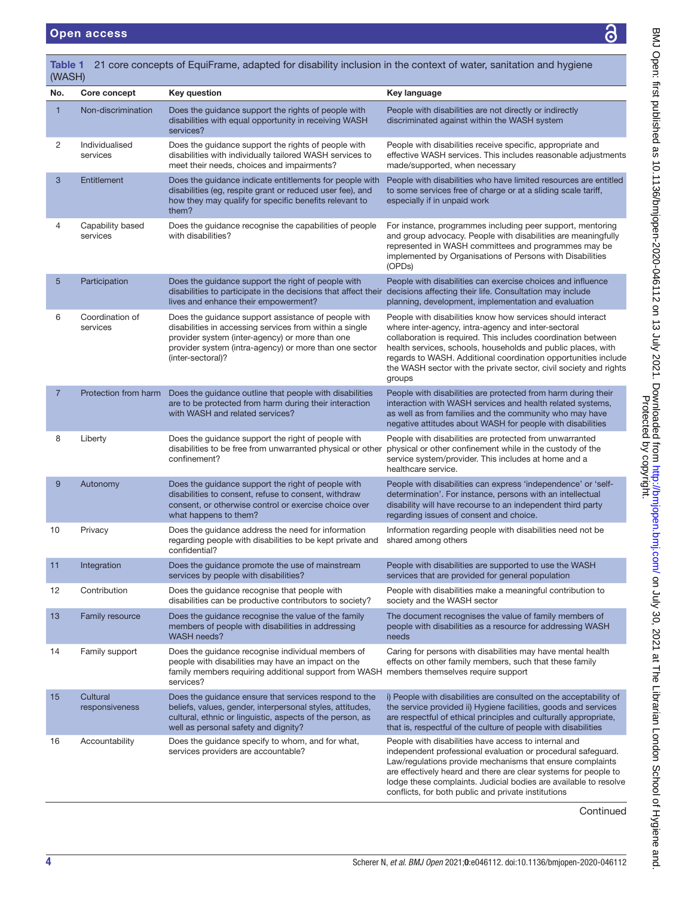**Table 1** 21 core concepts of EquiFrame, adapted for disability inclusion in the context of water, sanitation and hygiene (WASH)

| No. | Core concept | Key question | Key language |
|---|---|---|---|
| 1 | Non-discrimination | Does the guidance support the rights of people with disabilities with equal opportunity in receiving WASH services? | People with disabilities are not directly or indirectly discriminated against within the WASH system |
| 2 | Individualised services | Does the guidance support the rights of people with disabilities with individually tailored WASH services to meet their needs, choices and impairments? | People with disabilities receive specific, appropriate and effective WASH services. This includes reasonable adjustments made/supported, when necessary |
| 3 | Entitlement | Does the guidance indicate entitlements for people with disabilities (eg, respite grant or reduced user fee), and how they may qualify for specific benefits relevant to them? | People with disabilities who have limited resources are entitled to some services free of charge or at a sliding scale tariff, especially if in unpaid work |
| 4 | Capability based services | Does the guidance recognise the capabilities of people with disabilities? | For instance, programmes including peer support, mentoring and group advocacy. People with disabilities are meaningfully represented in WASH committees and programmes may be implemented by Organisations of Persons with Disabilities (OPDs) |
| 5 | Participation | Does the guidance support the right of people with disabilities to participate in the decisions that affect their lives and enhance their empowerment? | People with disabilities can exercise choices and influence decisions affecting their life. Consultation may include planning, development, implementation and evaluation |
| 6 | Coordination of services | Does the guidance support assistance of people with disabilities in accessing services from within a single provider system (inter-agency) or more than one provider system (intra-agency) or more than one sector (inter-sectoral)? | People with disabilities know how services should interact where inter-agency, intra-agency and inter-sectoral collaboration is required. This includes coordination between health services, schools, households and public places, with regards to WASH. Additional coordination opportunities include the WASH sector with the private sector, civil society and rights groups |
| 7 | Protection from harm | Does the guidance outline that people with disabilities are to be protected from harm during their interaction with WASH and related services? | People with disabilities are protected from harm during their interaction with WASH services and health related systems, as well as from families and the community who may have negative attitudes about WASH for people with disabilities |
| 8 | Liberty | Does the guidance support the right of people with disabilities to be free from unwarranted physical or other confinement? | People with disabilities are protected from unwarranted physical or other confinement while in the custody of the service system/provider. This includes at home and a healthcare service. |
| 9 | Autonomy | Does the guidance support the right of people with disabilities to consent, refuse to consent, withdraw consent, or otherwise control or exercise choice over what happens to them? | People with disabilities can express ‘independence’ or ‘self-determination’. For instance, persons with an intellectual disability will have recourse to an independent third party regarding issues of consent and choice. |
| 10 | Privacy | Does the guidance address the need for information regarding people with disabilities to be kept private and confidential? | Information regarding people with disabilities need not be shared among others |
| 11 | Integration | Does the guidance promote the use of mainstream services by people with disabilities? | People with disabilities are supported to use the WASH services that are provided for general population |
| 12 | Contribution | Does the guidance recognise that people with disabilities can be productive contributors to society? | People with disabilities make a meaningful contribution to society and the WASH sector |
| 13 | Family resource | Does the guidance recognise the value of the family members of people with disabilities in addressing WASH needs? | The document recognises the value of family members of people with disabilities as a resource for addressing WASH needs |
| 14 | Family support | Does the guidance recognise individual members of people with disabilities may have an impact on the family members requiring additional support from WASH services? | Caring for persons with disabilities may have mental health effects on other family members, such that these family members themselves require support |
| 15 | Cultural responsiveness | Does the guidance ensure that services respond to the beliefs, values, gender, interpersonal styles, attitudes, cultural, ethnic or linguistic, aspects of the person, as well as personal safety and dignity? | i) People with disabilities are consulted on the acceptability of the service provided ii) Hygiene facilities, goods and services are respectful of ethical principles and culturally appropriate, that is, respectful of the culture of people with disabilities |
| 16 | Accountability | Does the guidance specify to whom, and for what, services providers are accountable? | People with disabilities have access to internal and independent professional evaluation or procedural safeguard. Law/regulations provide mechanisms that ensure complaints are effectively heard and there are clear systems for people to lodge these complaints. Judicial bodies are available to resolve conflicts, for both public and private institutions |

Continued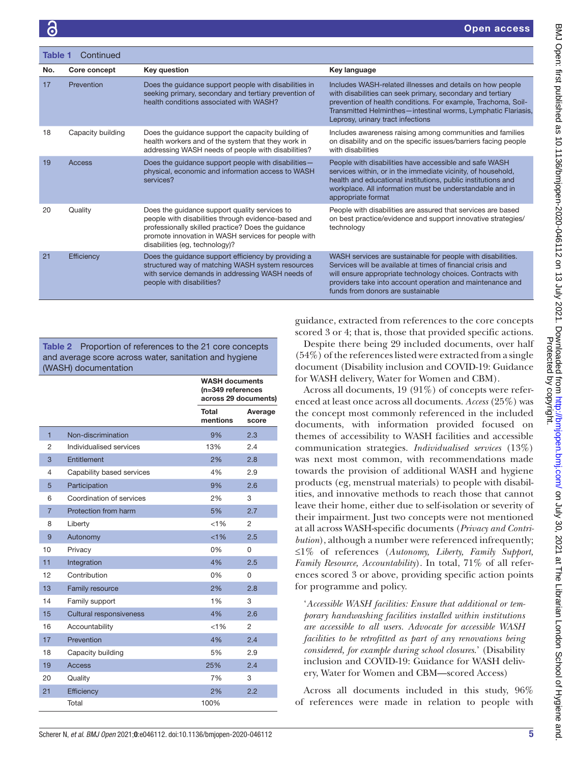**Table 1** Continued

| No. | Core concept | Key question | Key language |
|---|---|---|---|
| 17 | Prevention | Does the guidance support people with disabilities in seeking primary, secondary and tertiary prevention of health conditions associated with WASH? | Includes WASH-related illnesses and details on how people with disabilities can seek primary, secondary and tertiary prevention of health conditions. For example, Trachoma, Soil-Transmitted Helminthes—intestinal worms, Lymphatic Flariasis, Leprosy, urinary tract infections |
| 18 | Capacity building | Does the guidance support the capacity building of health workers and of the system that they work in addressing WASH needs of people with disabilities? | Includes awareness raising among communities and families on disability and on the specific issues/barriers facing people with disabilities |
| 19 | Access | Does the guidance support people with disabilities—physical, economic and information access to WASH services? | People with disabilities have accessible and safe WASH services within, or in the immediate vicinity, of household, health and educational institutions, public institutions and workplace. All information must be understandable and in appropriate format |
| 20 | Quality | Does the guidance support quality services to people with disabilities through evidence-based and professionally skilled practice? Does the guidance promote innovation in WASH services for people with disabilities (eg, technology)? | People with disabilities are assured that services are based on best practice/evidence and support innovative strategies/technology |
| 21 | Efficiency | Does the guidance support efficiency by providing a structured way of matching WASH system resources with service demands in addressing WASH needs of people with disabilities? | WASH services are sustainable for people with disabilities. Services will be available at times of financial crisis and will ensure appropriate technology choices. Contracts with providers take into account operation and maintenance and funds from donors are sustainable |

**Table 2** Proportion of references to the 21 core concepts and average score across water, sanitation and hygiene (WASH) documentation

| | | WASH documents (n=349 references across 29 documents) | |
|---|---|---|---|
| | | Total mentions | Average score |
| 1 | Non-discrimination | 9% | 2.3 |
| 2 | Individualised services | 13% | 2.4 |
| 3 | Entitlement | 2% | 2.8 |
| 4 | Capability based services | 4% | 2.9 |
| 5 | Participation | 9% | 2.6 |
| 6 | Coordination of services | 2% | 3 |
| 7 | Protection from harm | 5% | 2.7 |
| 8 | Liberty | <1% | 2 |
| 9 | Autonomy | <1% | 2.5 |
| 10 | Privacy | 0% | 0 |
| 11 | Integration | 4% | 2.5 |
| 12 | Contribution | 0% | 0 |
| 13 | Family resource | 2% | 2.8 |
| 14 | Family support | 1% | 3 |
| 15 | Cultural responsiveness | 4% | 2.6 |
| 16 | Accountability | <1% | 2 |
| 17 | Prevention | 4% | 2.4 |
| 18 | Capacity building | 5% | 2.9 |
| 19 | Access | 25% | 2.4 |
| 20 | Quality | 7% | 3 |
| 21 | Efficiency | 2% | 2.2 |
| | Total | 100% | |

guidance, extracted from references to the core concepts scored 3 or 4; that is, those that provided specific actions.

Despite there being 29 included documents, over half (54%) of the references listed were extracted from a single document (Disability inclusion and COVID-19: Guidance for WASH delivery, Water for Women and CBM).

Across all documents, 19 (91%) of concepts were referenced at least once across all documents. *Access* (25%) was the concept most commonly referenced in the included documents, with information provided focused on themes of accessibility to WASH facilities and accessible communication strategies. *Individualised services* (13%) was next most common, with recommendations made towards the provision of additional WASH and hygiene products (eg, menstrual materials) to people with disabilities, and innovative methods to reach those that cannot leave their home, either due to self-isolation or severity of their impairment. Just two concepts were not mentioned at all across WASH-specific documents (*Privacy and Contribution*), although a number were referenced infrequently; ≤1% of references (*Autonomy, Liberty, Family Support, Family Resource, Accountability*). In total, 71% of all references scored 3 or above, providing specific action points for programme and policy.

> '*Accessible WASH facilities: Ensure that additional or temporary handwashing facilities installed within institutions are accessible to all users. Advocate for accessible WASH facilities to be retrofitted as part of any renovations being considered, for example during school closures.*' (Disability inclusion and COVID-19: Guidance for WASH delivery, Water for Women and CBM—scored Access)

Across all documents included in this study, 96% of references were made in relation to people with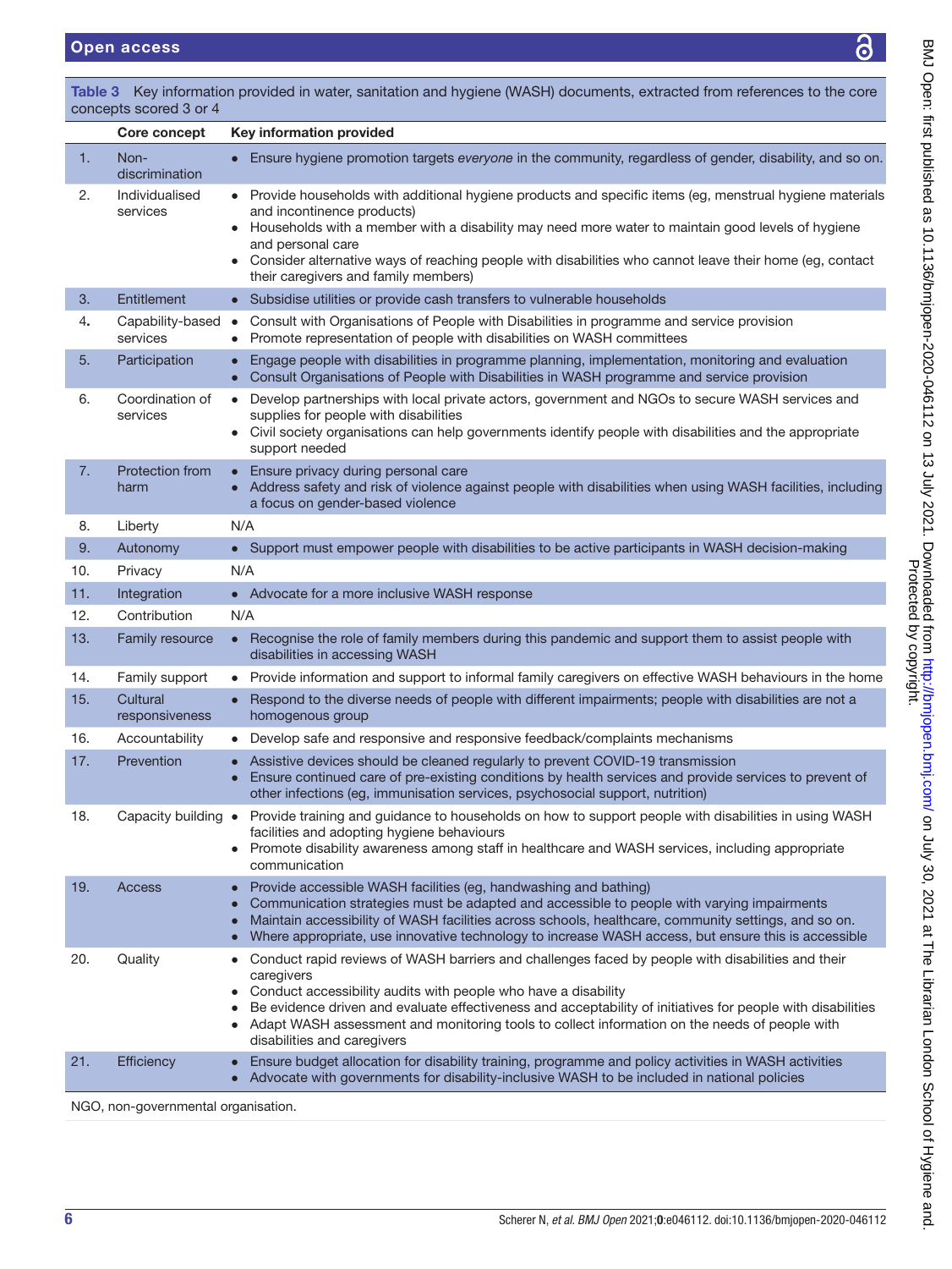**Table 3** Key information provided in water, sanitation and hygiene (WASH) documents, extracted from references to the core concepts scored 3 or 4

| | Core concept | Key information provided |
|---|---|---|
| 1. | Non-discrimination | • Ensure hygiene promotion targets *everyone* in the community, regardless of gender, disability, and so on. |
| 2. | Individualised services | • Provide households with additional hygiene products and specific items (eg, menstrual hygiene materials and incontinence products)<br>• Households with a member with a disability may need more water to maintain good levels of hygiene and personal care<br>• Consider alternative ways of reaching people with disabilities who cannot leave their home (eg, contact their caregivers and family members) |
| 3. | Entitlement | • Subsidise utilities or provide cash transfers to vulnerable households |
| 4. | Capability-based services | • Consult with Organisations of People with Disabilities in programme and service provision<br>• Promote representation of people with disabilities on WASH committees |
| 5. | Participation | • Engage people with disabilities in programme planning, implementation, monitoring and evaluation<br>• Consult Organisations of People with Disabilities in WASH programme and service provision |
| 6. | Coordination of services | • Develop partnerships with local private actors, government and NGOs to secure WASH services and supplies for people with disabilities<br>• Civil society organisations can help governments identify people with disabilities and the appropriate support needed |
| 7. | Protection from harm | • Ensure privacy during personal care<br>• Address safety and risk of violence against people with disabilities when using WASH facilities, including a focus on gender-based violence |
| 8. | Liberty | N/A |
| 9. | Autonomy | • Support must empower people with disabilities to be active participants in WASH decision-making |
| 10. | Privacy | N/A |
| 11. | Integration | • Advocate for a more inclusive WASH response |
| 12. | Contribution | N/A |
| 13. | Family resource | • Recognise the role of family members during this pandemic and support them to assist people with disabilities in accessing WASH |
| 14. | Family support | • Provide information and support to informal family caregivers on effective WASH behaviours in the home |
| 15. | Cultural responsiveness | • Respond to the diverse needs of people with different impairments; people with disabilities are not a homogenous group |
| 16. | Accountability | • Develop safe and responsive and responsive feedback/complaints mechanisms |
| 17. | Prevention | • Assistive devices should be cleaned regularly to prevent COVID-19 transmission<br>• Ensure continued care of pre-existing conditions by health services and provide services to prevent of other infections (eg, immunisation services, psychosocial support, nutrition) |
| 18. | Capacity building | • Provide training and guidance to households on how to support people with disabilities in using WASH facilities and adopting hygiene behaviours<br>• Promote disability awareness among staff in healthcare and WASH services, including appropriate communication |
| 19. | Access | • Provide accessible WASH facilities (eg, handwashing and bathing)<br>• Communication strategies must be adapted and accessible to people with varying impairments<br>• Maintain accessibility of WASH facilities across schools, healthcare, community settings, and so on.<br>• Where appropriate, use innovative technology to increase WASH access, but ensure this is accessible |
| 20. | Quality | • Conduct rapid reviews of WASH barriers and challenges faced by people with disabilities and their caregivers<br>• Conduct accessibility audits with people who have a disability<br>• Be evidence driven and evaluate effectiveness and acceptability of initiatives for people with disabilities<br>• Adapt WASH assessment and monitoring tools to collect information on the needs of people with disabilities and caregivers |
| 21. | Efficiency | • Ensure budget allocation for disability training, programme and policy activities in WASH activities<br>• Advocate with governments for disability-inclusive WASH to be included in national policies |

NGO, non-governmental organisation.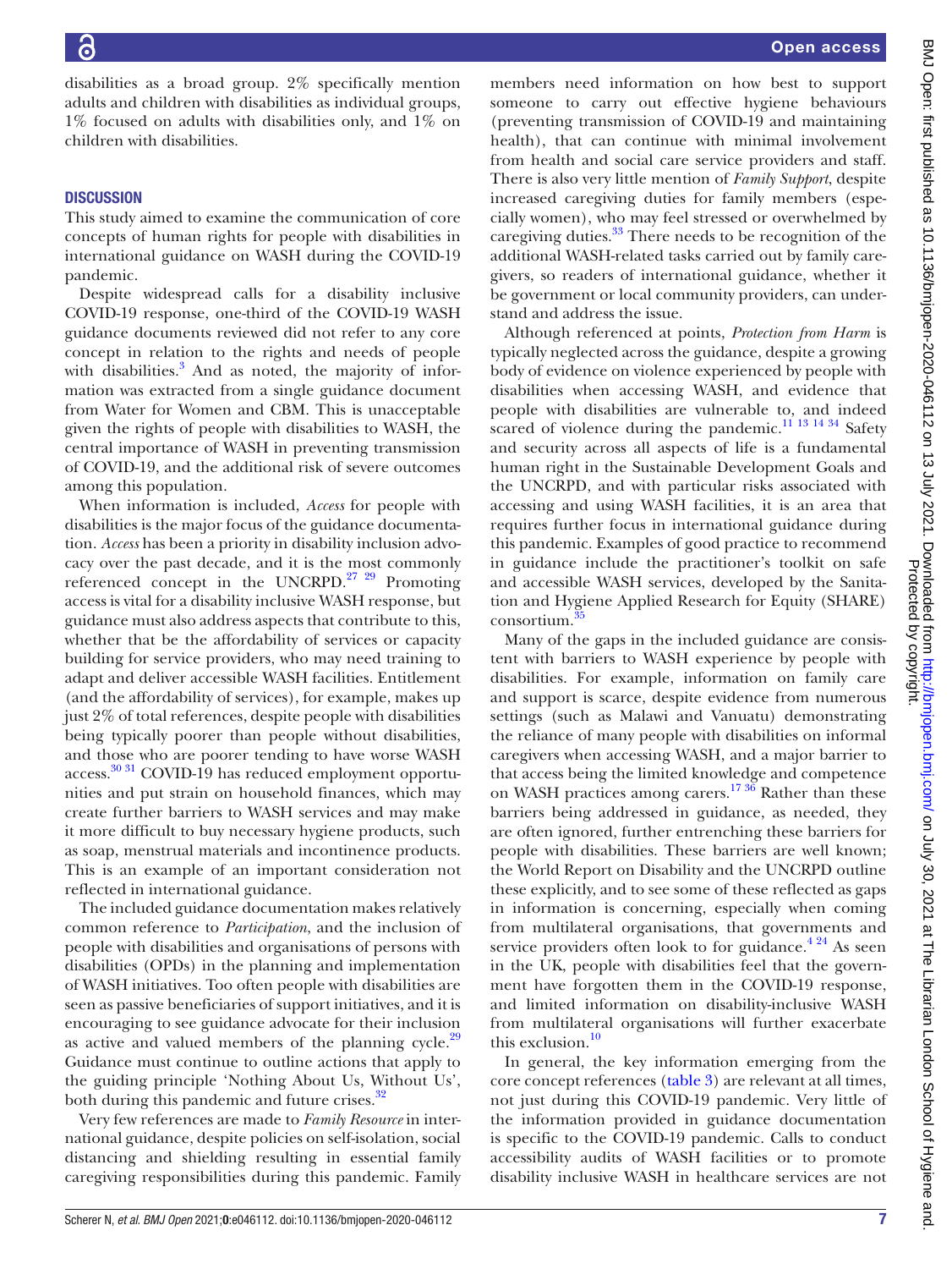disabilities as a broad group. 2% specifically mention adults and children with disabilities as individual groups, 1% focused on adults with disabilities only, and 1% on children with disabilities.

## DISCUSSION

This study aimed to examine the communication of core concepts of human rights for people with disabilities in international guidance on WASH during the COVID-19 pandemic.

Despite widespread calls for a disability inclusive COVID-19 response, one-third of the COVID-19 WASH guidance documents reviewed did not refer to any core concept in relation to the rights and needs of people with disabilities.[3] And as noted, the majority of information was extracted from a single guidance document from Water for Women and CBM. This is unacceptable given the rights of people with disabilities to WASH, the central importance of WASH in preventing transmission of COVID-19, and the additional risk of severe outcomes among this population.

When information is included, *Access* for people with disabilities is the major focus of the guidance documentation. *Access* has been a priority in disability inclusion advocacy over the past decade, and it is the most commonly referenced concept in the UNCRPD.[27 29] Promoting access is vital for a disability inclusive WASH response, but guidance must also address aspects that contribute to this, whether that be the affordability of services or capacity building for service providers, who may need training to adapt and deliver accessible WASH facilities. Entitlement (and the affordability of services), for example, makes up just 2% of total references, despite people with disabilities being typically poorer than people without disabilities, and those who are poorer tending to have worse WASH access.[30 31] COVID-19 has reduced employment opportunities and put strain on household finances, which may create further barriers to WASH services and may make it more difficult to buy necessary hygiene products, such as soap, menstrual materials and incontinence products. This is an example of an important consideration not reflected in international guidance.

The included guidance documentation makes relatively common reference to *Participation*, and the inclusion of people with disabilities and organisations of persons with disabilities (OPDs) in the planning and implementation of WASH initiatives. Too often people with disabilities are seen as passive beneficiaries of support initiatives, and it is encouraging to see guidance advocate for their inclusion as active and valued members of the planning cycle.[29] Guidance must continue to outline actions that apply to the guiding principle 'Nothing About Us, Without Us', both during this pandemic and future crises.[32]

Very few references are made to *Family Resource* in international guidance, despite policies on self-isolation, social distancing and shielding resulting in essential family caregiving responsibilities during this pandemic. Family members need information on how best to support someone to carry out effective hygiene behaviours (preventing transmission of COVID-19 and maintaining health), that can continue with minimal involvement from health and social care service providers and staff. There is also very little mention of *Family Support*, despite increased caregiving duties for family members (especially women), who may feel stressed or overwhelmed by caregiving duties.[33] There needs to be recognition of the additional WASH-related tasks carried out by family caregivers, so readers of international guidance, whether it be government or local community providers, can understand and address the issue.

Although referenced at points, *Protection from Harm* is typically neglected across the guidance, despite a growing body of evidence on violence experienced by people with disabilities when accessing WASH, and evidence that people with disabilities are vulnerable to, and indeed scared of violence during the pandemic.[11 13 14 34] Safety and security across all aspects of life is a fundamental human right in the Sustainable Development Goals and the UNCRPD, and with particular risks associated with accessing and using WASH facilities, it is an area that requires further focus in international guidance during this pandemic. Examples of good practice to recommend in guidance include the practitioner's toolkit on safe and accessible WASH services, developed by the Sanitation and Hygiene Applied Research for Equity (SHARE) consortium.[35]

Many of the gaps in the included guidance are consistent with barriers to WASH experience by people with disabilities. For example, information on family care and support is scarce, despite evidence from numerous settings (such as Malawi and Vanuatu) demonstrating the reliance of many people with disabilities on informal caregivers when accessing WASH, and a major barrier to that access being the limited knowledge and competence on WASH practices among carers.[17 36] Rather than these barriers being addressed in guidance, as needed, they are often ignored, further entrenching these barriers for people with disabilities. These barriers are well known; the World Report on Disability and the UNCRPD outline these explicitly, and to see some of these reflected as gaps in information is concerning, especially when coming from multilateral organisations, that governments and service providers often look to for guidance.[4 24] As seen in the UK, people with disabilities feel that the government have forgotten them in the COVID-19 response, and limited information on disability-inclusive WASH from multilateral organisations will further exacerbate this exclusion.[10]

In general, the key information emerging from the core concept references (table 3) are relevant at all times, not just during this COVID-19 pandemic. Very little of the information provided in guidance documentation is specific to the COVID-19 pandemic. Calls to conduct accessibility audits of WASH facilities or to promote disability inclusive WASH in healthcare services are not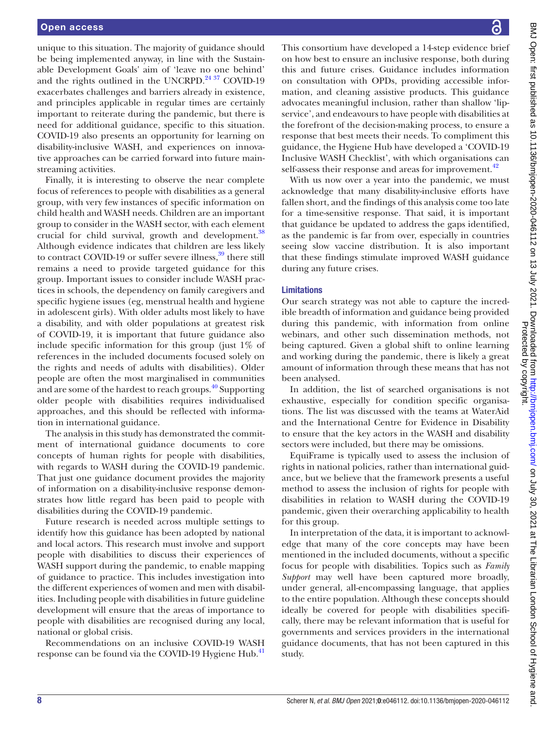unique to this situation. The majority of guidance should be being implemented anyway, in line with the Sustainable Development Goals' aim of 'leave no one behind' and the rights outlined in the UNCRPD.[24 37] COVID-19 exacerbates challenges and barriers already in existence, and principles applicable in regular times are certainly important to reiterate during the pandemic, but there is need for additional guidance, specific to this situation. COVID-19 also presents an opportunity for learning on disability-inclusive WASH, and experiences on innovative approaches can be carried forward into future mainstreaming activities.

Finally, it is interesting to observe the near complete focus of references to people with disabilities as a general group, with very few instances of specific information on child health and WASH needs. Children are an important group to consider in the WASH sector, with each element crucial for child survival, growth and development.[38] Although evidence indicates that children are less likely to contract COVID-19 or suffer severe illness,[39] there still remains a need to provide targeted guidance for this group. Important issues to consider include WASH practices in schools, the dependency on family caregivers and specific hygiene issues (eg, menstrual health and hygiene in adolescent girls). With older adults most likely to have a disability, and with older populations at greatest risk of COVID-19, it is important that future guidance also include specific information for this group (just 1% of references in the included documents focused solely on the rights and needs of adults with disabilities). Older people are often the most marginalised in communities and are some of the hardest to reach groups.[40] Supporting older people with disabilities requires individualised approaches, and this should be reflected with information in international guidance.

The analysis in this study has demonstrated the commitment of international guidance documents to core concepts of human rights for people with disabilities, with regards to WASH during the COVID-19 pandemic. That just one guidance document provides the majority of information on a disability-inclusive response demonstrates how little regard has been paid to people with disabilities during the COVID-19 pandemic.

Future research is needed across multiple settings to identify how this guidance has been adopted by national and local actors. This research must involve and support people with disabilities to discuss their experiences of WASH support during the pandemic, to enable mapping of guidance to practice. This includes investigation into the different experiences of women and men with disabilities. Including people with disabilities in future guideline development will ensure that the areas of importance to people with disabilities are recognised during any local, national or global crisis.

Recommendations on an inclusive COVID-19 WASH response can be found via the COVID-19 Hygiene Hub.[41] This consortium have developed a 14-step evidence brief on how best to ensure an inclusive response, both during this and future crises. Guidance includes information on consultation with OPDs, providing accessible information, and cleaning assistive products. This guidance advocates meaningful inclusion, rather than shallow 'lip-service', and endeavours to have people with disabilities at the forefront of the decision-making process, to ensure a response that best meets their needs. To compliment this guidance, the Hygiene Hub have developed a 'COVID-19 Inclusive WASH Checklist', with which organisations can self-assess their response and areas for improvement.[42]

With us now over a year into the pandemic, we must acknowledge that many disability-inclusive efforts have fallen short, and the findings of this analysis come too late for a time-sensitive response. That said, it is important that guidance be updated to address the gaps identified, as the pandemic is far from over, especially in countries seeing slow vaccine distribution. It is also important that these findings stimulate improved WASH guidance during any future crises.

## Limitations

Our search strategy was not able to capture the incredible breadth of information and guidance being provided during this pandemic, with information from online webinars, and other such dissemination methods, not being captured. Given a global shift to online learning and working during the pandemic, there is likely a great amount of information through these means that has not been analysed.

In addition, the list of searched organisations is not exhaustive, especially for condition specific organisations. The list was discussed with the teams at WaterAid and the International Centre for Evidence in Disability to ensure that the key actors in the WASH and disability sectors were included, but there may be omissions.

EquiFrame is typically used to assess the inclusion of rights in national policies, rather than international guidance, but we believe that the framework presents a useful method to assess the inclusion of rights for people with disabilities in relation to WASH during the COVID-19 pandemic, given their overarching applicability to health for this group.

In interpretation of the data, it is important to acknowledge that many of the core concepts may have been mentioned in the included documents, without a specific focus for people with disabilities. Topics such as *Family Support* may well have been captured more broadly, under general, all-encompassing language, that applies to the entire population. Although these concepts should ideally be covered for people with disabilities specifically, there may be relevant information that is useful for governments and services providers in the international guidance documents, that has not been captured in this study.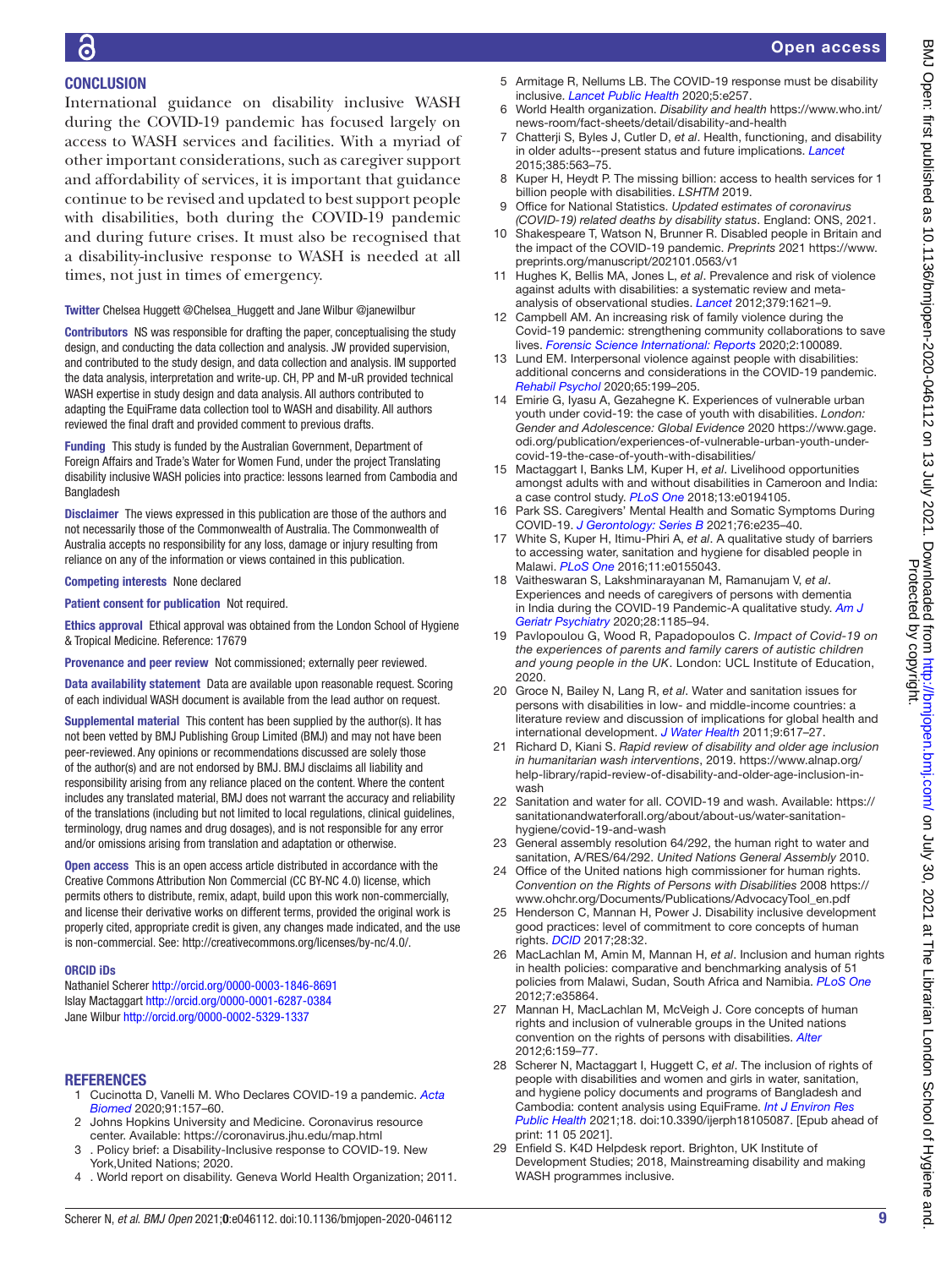## CONCLUSION

International guidance on disability inclusive WASH during the COVID-19 pandemic has focused largely on access to WASH services and facilities. With a myriad of other important considerations, such as caregiver support and affordability of services, it is important that guidance continue to be revised and updated to best support people with disabilities, both during the COVID-19 pandemic and during future crises. It must also be recognised that a disability-inclusive response to WASH is needed at all times, not just in times of emergency.

**Twitter** Chelsea Huggett @Chelsea_Huggett and Jane Wilbur @janewilbur

**Contributors** NS was responsible for drafting the paper, conceptualising the study design, and conducting the data collection and analysis. JW provided supervision, and contributed to the study design, and data collection and analysis. IM supported the data analysis, interpretation and write-up. CH, PP and M-uR provided technical WASH expertise in study design and data analysis. All authors contributed to adapting the EquiFrame data collection tool to WASH and disability. All authors reviewed the final draft and provided comment to previous drafts.

**Funding** This study is funded by the Australian Government, Department of Foreign Affairs and Trade's Water for Women Fund, under the project Translating disability inclusive WASH policies into practice: lessons learned from Cambodia and Bangladesh

**Disclaimer** The views expressed in this publication are those of the authors and not necessarily those of the Commonwealth of Australia. The Commonwealth of Australia accepts no responsibility for any loss, damage or injury resulting from reliance on any of the information or views contained in this publication.

**Competing interests** None declared

**Patient consent for publication** Not required.

**Ethics approval** Ethical approval was obtained from the London School of Hygiene & Tropical Medicine. Reference: 17679

**Provenance and peer review** Not commissioned; externally peer reviewed.

**Data availability statement** Data are available upon reasonable request. Scoring of each individual WASH document is available from the lead author on request.

**Supplemental material** This content has been supplied by the author(s). It has not been vetted by BMJ Publishing Group Limited (BMJ) and may not have been peer-reviewed. Any opinions or recommendations discussed are solely those of the author(s) and are not endorsed by BMJ. BMJ disclaims all liability and responsibility arising from any reliance placed on the content. Where the content includes any translated material, BMJ does not warrant the accuracy and reliability of the translations (including but not limited to local regulations, clinical guidelines, terminology, drug names and drug dosages), and is not responsible for any error and/or omissions arising from translation and adaptation or otherwise.

**Open access** This is an open access article distributed in accordance with the Creative Commons Attribution Non Commercial (CC BY-NC 4.0) license, which permits others to distribute, remix, adapt, build upon this work non-commercially, and license their derivative works on different terms, provided the original work is properly cited, appropriate credit is given, any changes made indicated, and the use is non-commercial. See: http://creativecommons.org/licenses/by-nc/4.0/.

### ORCID iDs

Nathaniel Scherer http://orcid.org/0000-0003-1846-8691
Islay Mactaggart http://orcid.org/0000-0001-6287-0384
Jane Wilbur http://orcid.org/0000-0002-5329-1337

## REFERENCES

1. Cucinotta D, Vanelli M. Who Declares COVID-19 a pandemic. *Acta Biomed* 2020;91:157–60.
2. Johns Hopkins University and Medicine. Coronavirus resource center. Available: https://coronavirus.jhu.edu/map.html
3. . Policy brief: a Disability-Inclusive response to COVID-19. New York,United Nations; 2020.
4. . World report on disability. Geneva World Health Organization; 2011.
5. Armitage R, Nellums LB. The COVID-19 response must be disability inclusive. *Lancet Public Health* 2020;5:e257.
6. World Health organization. *Disability and health* https://www.who.int/news-room/fact-sheets/detail/disability-and-health
7. Chatterji S, Byles J, Cutler D, *et al*. Health, functioning, and disability in older adults--present status and future implications. *Lancet* 2015;385:563–75.
8. Kuper H, Heydt P. The missing billion: access to health services for 1 billion people with disabilities. *LSHTM* 2019.
9. Office for National Statistics. *Updated estimates of coronavirus (COVID-19) related deaths by disability status*. England: ONS, 2021.
10. Shakespeare T, Watson N, Brunner R. Disabled people in Britain and the impact of the COVID-19 pandemic. *Preprints* 2021 https://www.preprints.org/manuscript/202101.0563/v1
11. Hughes K, Bellis MA, Jones L, *et al*. Prevalence and risk of violence against adults with disabilities: a systematic review and meta-analysis of observational studies. *Lancet* 2012;379:1621–9.
12. Campbell AM. An increasing risk of family violence during the Covid-19 pandemic: strengthening community collaborations to save lives. *Forensic Science International: Reports* 2020;2:100089.
13. Lund EM. Interpersonal violence against people with disabilities: additional concerns and considerations in the COVID-19 pandemic. *Rehabil Psychol* 2020;65:199–205.
14. Emirie G, Iyasu A, Gezahegne K. Experiences of vulnerable urban youth under covid-19: the case of youth with disabilities. *London: Gender and Adolescence: Global Evidence* 2020 https://www.gage.odi.org/publication/experiences-of-vulnerable-urban-youth-under-covid-19-the-case-of-youth-with-disabilities/
15. Mactaggart I, Banks LM, Kuper H, *et al*. Livelihood opportunities amongst adults with and without disabilities in Cameroon and India: a case control study. *PLoS One* 2018;13:e0194105.
16. Park SS. Caregivers' Mental Health and Somatic Symptoms During COVID-19. *J Gerontology: Series B* 2021;76:e235–40.
17. White S, Kuper H, Itimu-Phiri A, *et al*. A qualitative study of barriers to accessing water, sanitation and hygiene for disabled people in Malawi. *PLoS One* 2016;11:e0155043.
18. Vaitheswaran S, Lakshminarayanan M, Ramanujam V, *et al*. Experiences and needs of caregivers of persons with dementia in India during the COVID-19 Pandemic-A qualitative study. *Am J Geriatr Psychiatry* 2020;28:1185–94.
19. Pavlopoulou G, Wood R, Papadopoulos C. *Impact of Covid-19 on the experiences of parents and family carers of autistic children and young people in the UK*. London: UCL Institute of Education, 2020.
20. Groce N, Bailey N, Lang R, *et al*. Water and sanitation issues for persons with disabilities in low- and middle-income countries: a literature review and discussion of implications for global health and international development. *J Water Health* 2011;9:617–27.
21. Richard D, Kiani S. *Rapid review of disability and older age inclusion in humanitarian wash interventions*, 2019. https://www.alnap.org/help-library/rapid-review-of-disability-and-older-age-inclusion-in-wash
22. Sanitation and water for all. COVID-19 and wash. Available: https://sanitationandwaterforall.org/about/about-us/water-sanitation-hygiene/covid-19-and-wash
23. General assembly resolution 64/292, the human right to water and sanitation, A/RES/64/292. *United Nations General Assembly* 2010.
24. Office of the United nations high commissioner for human rights. *Convention on the Rights of Persons with Disabilities* 2008 https://www.ohchr.org/Documents/Publications/AdvocacyTool_en.pdf
25. Henderson C, Mannan H, Power J. Disability inclusive development good practices: level of commitment to core concepts of human rights. *DCID* 2017;28:32.
26. MacLachlan M, Amin M, Mannan H, *et al*. Inclusion and human rights in health policies: comparative and benchmarking analysis of 51 policies from Malawi, Sudan, South Africa and Namibia. *PLoS One* 2012;7:e35864.
27. Mannan H, MacLachlan M, McVeigh J. Core concepts of human rights and inclusion of vulnerable groups in the United nations convention on the rights of persons with disabilities. *Alter* 2012;6:159–77.
28. Scherer N, Mactaggart I, Huggett C, *et al*. The inclusion of rights of people with disabilities and women and girls in water, sanitation, and hygiene policy documents and programs of Bangladesh and Cambodia: content analysis using EquiFrame. *Int J Environ Res Public Health* 2021;18. doi:10.3390/ijerph18105087. [Epub ahead of print: 11 05 2021].
29. Enfield S. K4D Helpdesk report. Brighton, UK Institute of Development Studies; 2018, Mainstreaming disability and making WASH programmes inclusive.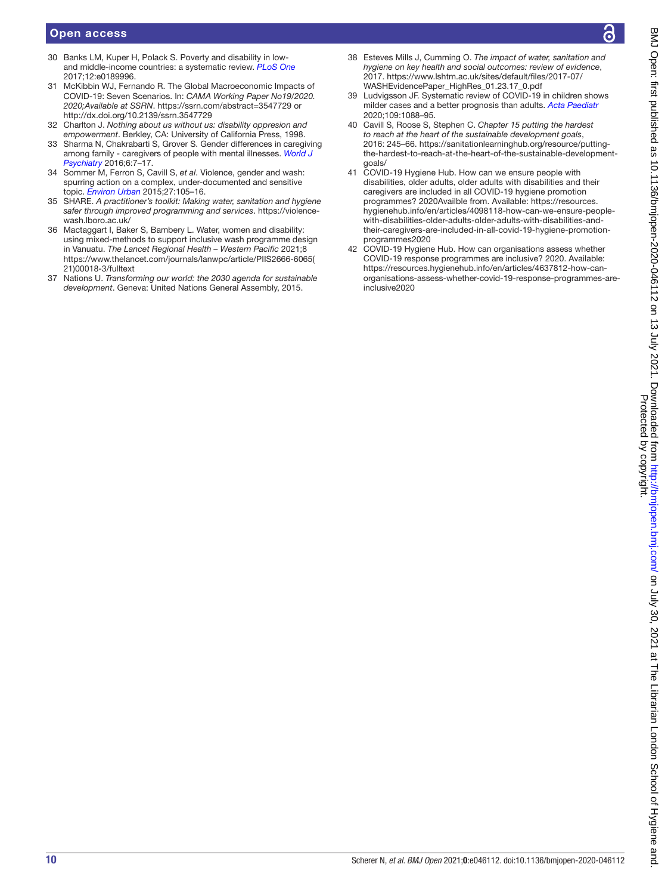30 Banks LM, Kuper H, Polack S. Poverty and disability in low- and middle-income countries: a systematic review. *PLoS One* 2017;12:e0189996.

31 McKibbin WJ, Fernando R. The Global Macroeconomic Impacts of COVID-19: Seven Scenarios. In: *CAMA Working Paper No19/2020. 2020;Available at SSRN*. https://ssrn.com/abstract=3547729 or http://dx.doi.org/10.2139/ssrn.3547729

32 Charlton J. *Nothing about us without us: disability oppresion and empowerment*. Berkley, CA: University of California Press, 1998.

33 Sharma N, Chakrabarti S, Grover S. Gender differences in caregiving among family - caregivers of people with mental illnesses. *World J Psychiatry* 2016;6:7–17.

34 Sommer M, Ferron S, Cavill S, *et al*. Violence, gender and wash: spurring action on a complex, under-documented and sensitive topic. *Environ Urban* 2015;27:105–16.

35 SHARE. *A practitioner's toolkit: Making water, sanitation and hygiene safer through improved programming and services*. https://violence-wash.lboro.ac.uk/

36 Mactaggart I, Baker S, Bambery L. Water, women and disability: using mixed-methods to support inclusive wash programme design in Vanuatu. *The Lancet Regional Health – Western Pacific* 2021;8 https://www.thelancet.com/journals/lanwpc/article/PIIS2666-6065(21)00018-3/fulltext

37 Nations U. *Transforming our world: the 2030 agenda for sustainable development*. Geneva: United Nations General Assembly, 2015.

38 Esteves Mills J, Cumming O. *The impact of water, sanitation and hygiene on key health and social outcomes: review of evidence*, 2017. https://www.lshtm.ac.uk/sites/default/files/2017-07/WASHEvidencePaper_HighRes_01.23.17_0.pdf

39 Ludvigsson JF. Systematic review of COVID-19 in children shows milder cases and a better prognosis than adults. *Acta Paediatr* 2020;109:1088–95.

40 Cavill S, Roose S, Stephen C. *Chapter 15 putting the hardest to reach at the heart of the sustainable development goals*, 2016: 245–66. https://sanitationlearninghub.org/resource/putting-the-hardest-to-reach-at-the-heart-of-the-sustainable-development-goals/

41 COVID-19 Hygiene Hub. How can we ensure people with disabilities, older adults, older adults with disabilities and their caregivers are included in all COVID-19 hygiene promotion programmes? 2020Availble from. Available: https://resources.hygienehub.info/en/articles/4098118-how-can-we-ensure-people-with-disabilities-older-adults-older-adults-with-disabilities-and-their-caregivers-are-included-in-all-covid-19-hygiene-promotion-programmes2020

42 COVID-19 Hygiene Hub. How can organisations assess whether COVID-19 response programmes are inclusive? 2020. Available: https://resources.hygienehub.info/en/articles/4637812-how-can-organisations-assess-whether-covid-19-response-programmes-are-inclusive2020